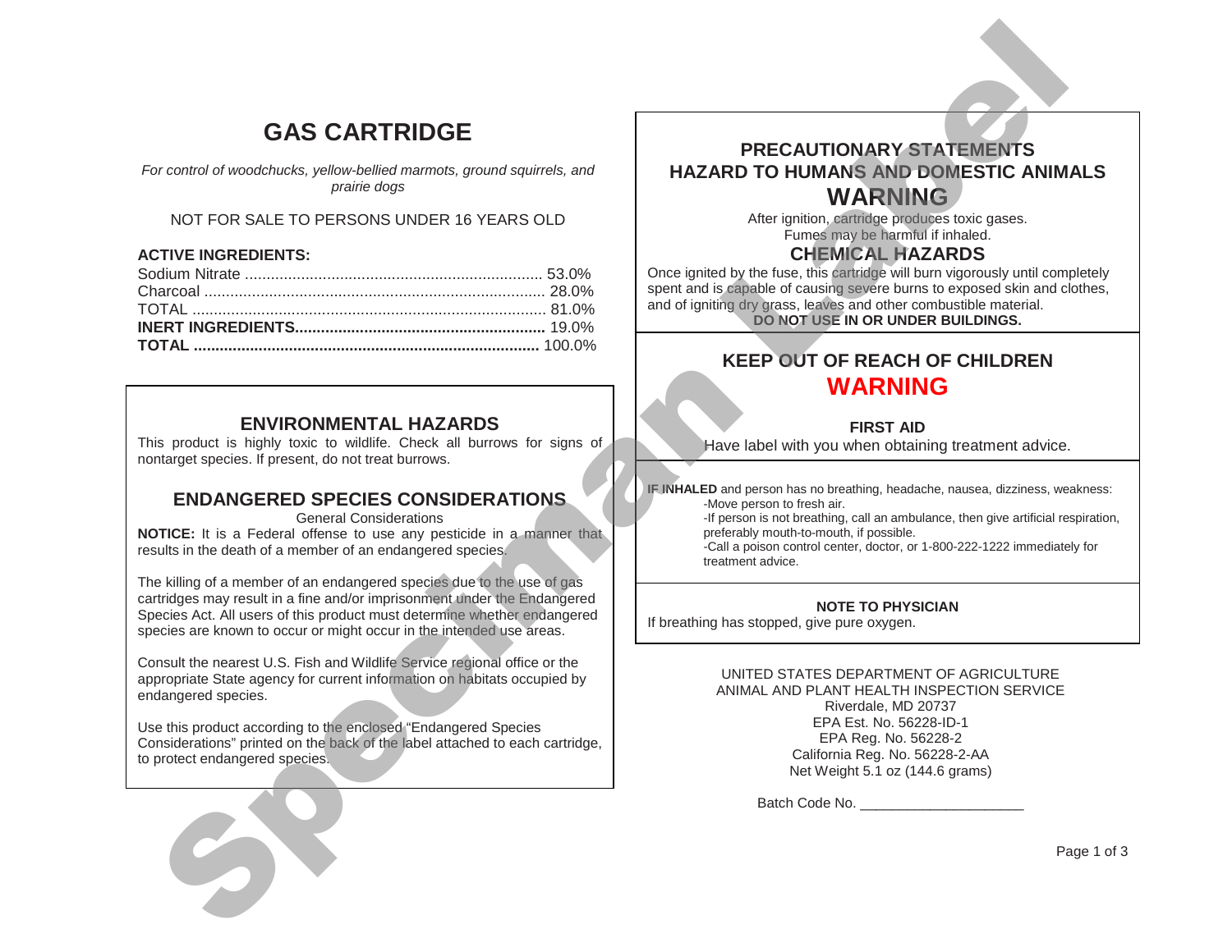# GAS CARTRIDGE

*For control of woodchucks, yellow-bellied marmots, ground squirrels, and prairie dogs*

NOT FOR SALE TO PERSONS UNDER 16 YEARS OLD

**ACTIVE INGREDIENTS:**

| | |
|---|---|
| Sodium Nitrate | 53.0% |
| Charcoal | 28.0% |
| TOTAL | 81.0% |
| **INERT INGREDIENTS** | 19.0% |
| **TOTAL** | 100.0% |

## ENVIRONMENTAL HAZARDS

This product is highly toxic to wildlife. Check all burrows for signs of nontarget species. If present, do not treat burrows.

## ENDANGERED SPECIES CONSIDERATIONS

General Considerations

**NOTICE:** It is a Federal offense to use any pesticide in a manner that results in the death of a member of an endangered species.

The killing of a member of an endangered species due to the use of gas cartridges may result in a fine and/or imprisonment under the Endangered Species Act. All users of this product must determine whether endangered species are known to occur or might occur in the intended use areas.

Consult the nearest U.S. Fish and Wildlife Service regional office or the appropriate State agency for current information on habitats occupied by endangered species.

Use this product according to the enclosed "Endangered Species Considerations" printed on the back of the label attached to each cartridge, to protect endangered species.

## PRECAUTIONARY STATEMENTS
## HAZARD TO HUMANS AND DOMESTIC ANIMALS
## WARNING

After ignition, cartridge produces toxic gases. Fumes may be harmful if inhaled.

## CHEMICAL HAZARDS

Once ignited by the fuse, this cartridge will burn vigorously until completely spent and is capable of causing severe burns to exposed skin and clothes, and of igniting dry grass, leaves and other combustible material.

**DO NOT USE IN OR UNDER BUILDINGS.**

## KEEP OUT OF REACH OF CHILDREN
## WARNING

**FIRST AID**

Have label with you when obtaining treatment advice.

**IF INHALED** and person has no breathing, headache, nausea, dizziness, weakness:
- Move person to fresh air.
- If person is not breathing, call an ambulance, then give artificial respiration, preferably mouth-to-mouth, if possible.
- Call a poison control center, doctor, or 1-800-222-1222 immediately for treatment advice.

**NOTE TO PHYSICIAN**

If breathing has stopped, give pure oxygen.

UNITED STATES DEPARTMENT OF AGRICULTURE
ANIMAL AND PLANT HEALTH INSPECTION SERVICE
Riverdale, MD 20737
EPA Est. No. 56228-ID-1
EPA Reg. No. 56228-2
California Reg. No. 56228-2-AA
Net Weight 5.1 oz (144.6 grams)

Batch Code No. ____________________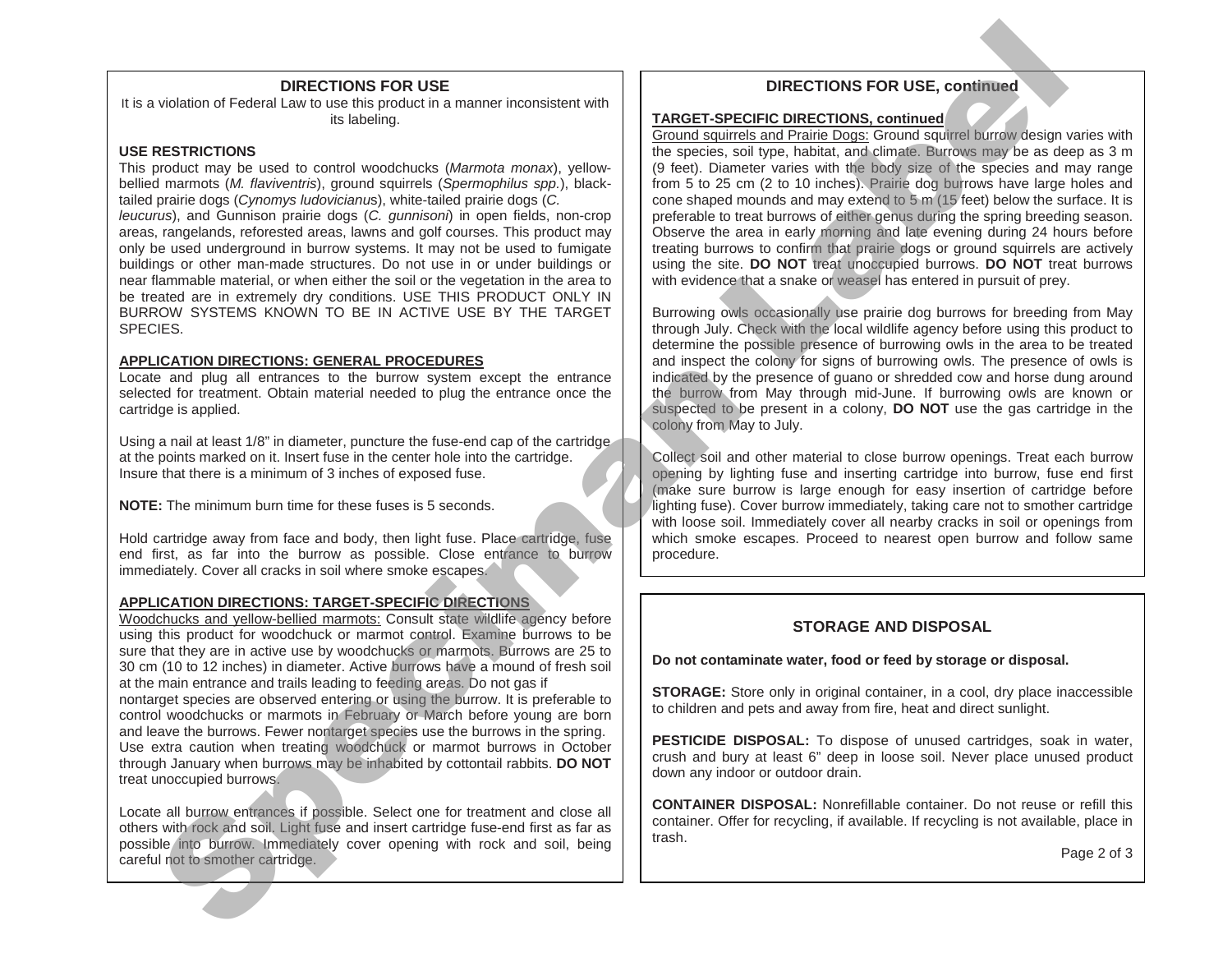## DIRECTIONS FOR USE

It is a violation of Federal Law to use this product in a manner inconsistent with its labeling.

**USE RESTRICTIONS**

This product may be used to control woodchucks (*Marmota monax*), yellow-bellied marmots (*M. flaviventris*), ground squirrels (*Spermophilus spp.*), black-tailed prairie dogs (*Cynomys ludovicianus*), white-tailed prairie dogs (*C. leucurus*), and Gunnison prairie dogs (*C. gunnisoni*) in open fields, non-crop areas, rangelands, reforested areas, lawns and golf courses. This product may only be used underground in burrow systems. It may not be used to fumigate buildings or other man-made structures. Do not use in or under buildings or near flammable material, or when either the soil or the vegetation in the area to be treated are in extremely dry conditions. USE THIS PRODUCT ONLY IN BURROW SYSTEMS KNOWN TO BE IN ACTIVE USE BY THE TARGET SPECIES.

**APPLICATION DIRECTIONS: GENERAL PROCEDURES**

Locate and plug all entrances to the burrow system except the entrance selected for treatment. Obtain material needed to plug the entrance once the cartridge is applied.

Using a nail at least 1/8" in diameter, puncture the fuse-end cap of the cartridge at the points marked on it. Insert fuse in the center hole into the cartridge. Insure that there is a minimum of 3 inches of exposed fuse.

**NOTE:** The minimum burn time for these fuses is 5 seconds.

Hold cartridge away from face and body, then light fuse. Place cartridge, fuse end first, as far into the burrow as possible. Close entrance to burrow immediately. Cover all cracks in soil where smoke escapes.

**APPLICATION DIRECTIONS: TARGET-SPECIFIC DIRECTIONS**

Woodchucks and yellow-bellied marmots: Consult state wildlife agency before using this product for woodchuck or marmot control. Examine burrows to be sure that they are in active use by woodchucks or marmots. Burrows are 25 to 30 cm (10 to 12 inches) in diameter. Active burrows have a mound of fresh soil at the main entrance and trails leading to feeding areas. Do not gas if nontarget species are observed entering or using the burrow. It is preferable to control woodchucks or marmots in February or March before young are born and leave the burrows. Fewer nontarget species use the burrows in the spring. Use extra caution when treating woodchuck or marmot burrows in October through January when burrows may be inhabited by cottontail rabbits. **DO NOT** treat unoccupied burrows.

Locate all burrow entrances if possible. Select one for treatment and close all others with rock and soil. Light fuse and insert cartridge fuse-end first as far as possible into burrow. Immediately cover opening with rock and soil, being careful not to smother cartridge.

## DIRECTIONS FOR USE, continued

**TARGET-SPECIFIC DIRECTIONS, continued**

Ground squirrels and Prairie Dogs: Ground squirrel burrow design varies with the species, soil type, habitat, and climate. Burrows may be as deep as 3 m (9 feet). Diameter varies with the body size of the species and may range from 5 to 25 cm (2 to 10 inches). Prairie dog burrows have large holes and cone shaped mounds and may extend to 5 m (15 feet) below the surface. It is preferable to treat burrows of either genus during the spring breeding season. Observe the area in early morning and late evening during 24 hours before treating burrows to confirm that prairie dogs or ground squirrels are actively using the site. **DO NOT** treat unoccupied burrows. **DO NOT** treat burrows with evidence that a snake or weasel has entered in pursuit of prey.

Burrowing owls occasionally use prairie dog burrows for breeding from May through July. Check with the local wildlife agency before using this product to determine the possible presence of burrowing owls in the area to be treated and inspect the colony for signs of burrowing owls. The presence of owls is indicated by the presence of guano or shredded cow and horse dung around the burrow from May through mid-June. If burrowing owls are known or suspected to be present in a colony, **DO NOT** use the gas cartridge in the colony from May to July.

Collect soil and other material to close burrow openings. Treat each burrow opening by lighting fuse and inserting cartridge into burrow, fuse end first (make sure burrow is large enough for easy insertion of cartridge before lighting fuse). Cover burrow immediately, taking care not to smother cartridge with loose soil. Immediately cover all nearby cracks in soil or openings from which smoke escapes. Proceed to nearest open burrow and follow same procedure.

## STORAGE AND DISPOSAL

**Do not contaminate water, food or feed by storage or disposal.**

**STORAGE:** Store only in original container, in a cool, dry place inaccessible to children and pets and away from fire, heat and direct sunlight.

**PESTICIDE DISPOSAL:** To dispose of unused cartridges, soak in water, crush and bury at least 6" deep in loose soil. Never place unused product down any indoor or outdoor drain.

**CONTAINER DISPOSAL:** Nonrefillable container. Do not reuse or refill this container. Offer for recycling, if available. If recycling is not available, place in trash.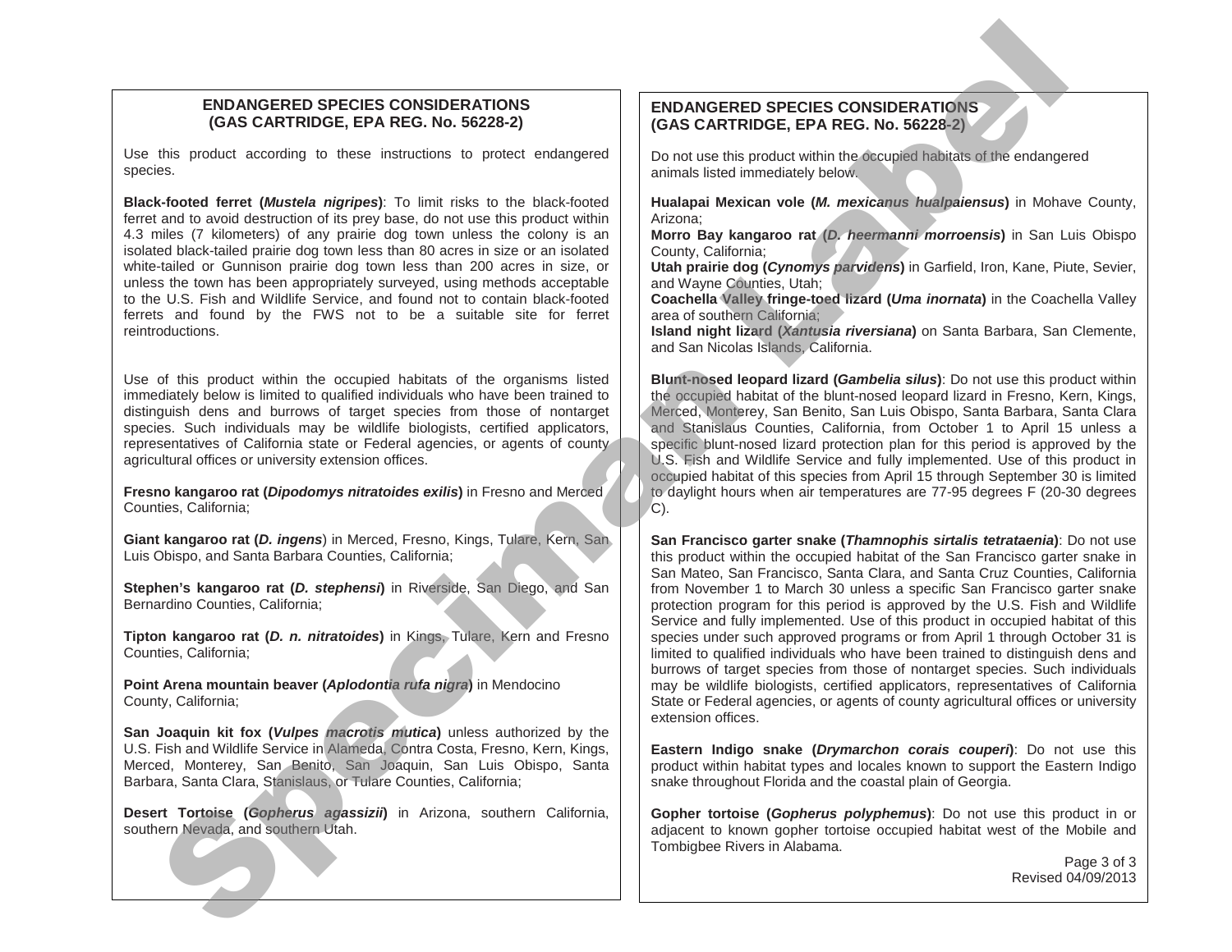## ENDANGERED SPECIES CONSIDERATIONS (GAS CARTRIDGE, EPA REG. No. 56228-2)

Use this product according to these instructions to protect endangered species.

**Black-footed ferret (*Mustela nigripes*)**: To limit risks to the black-footed ferret and to avoid destruction of its prey base, do not use this product within 4.3 miles (7 kilometers) of any prairie dog town unless the colony is an isolated black-tailed prairie dog town less than 80 acres in size or an isolated white-tailed or Gunnison prairie dog town less than 200 acres in size, or unless the town has been appropriately surveyed, using methods acceptable to the U.S. Fish and Wildlife Service, and found not to contain black-footed ferrets and found by the FWS not to be a suitable site for ferret reintroductions.

Use of this product within the occupied habitats of the organisms listed immediately below is limited to qualified individuals who have been trained to distinguish dens and burrows of target species from those of nontarget species. Such individuals may be wildlife biologists, certified applicators, representatives of California state or Federal agencies, or agents of county agricultural offices or university extension offices.

**Fresno kangaroo rat (*Dipodomys nitratoides exilis*)** in Fresno and Merced Counties, California;

**Giant kangaroo rat (*D. ingens*)** in Merced, Fresno, Kings, Tulare, Kern, San Luis Obispo, and Santa Barbara Counties, California;

**Stephen's kangaroo rat (*D. stephensi*)** in Riverside, San Diego, and San Bernardino Counties, California;

**Tipton kangaroo rat (*D. n. nitratoides*)** in Kings, Tulare, Kern and Fresno Counties, California;

**Point Arena mountain beaver (*Aplodontia rufa nigra*)** in Mendocino County, California;

**San Joaquin kit fox (*Vulpes macrotis mutica*)** unless authorized by the U.S. Fish and Wildlife Service in Alameda, Contra Costa, Fresno, Kern, Kings, Merced, Monterey, San Benito, San Joaquin, San Luis Obispo, Santa Barbara, Santa Clara, Stanislaus, or Tulare Counties, California;

**Desert Tortoise (*Gopherus agassizii*)** in Arizona, southern California, southern Nevada, and southern Utah.

## ENDANGERED SPECIES CONSIDERATIONS (GAS CARTRIDGE, EPA REG. No. 56228-2)

Do not use this product within the occupied habitats of the endangered animals listed immediately below.

**Hualapai Mexican vole (*M. mexicanus hualpaiensus*)** in Mohave County, Arizona;
**Morro Bay kangaroo rat (*D. heermanni morroensis*)** in San Luis Obispo County, California;
**Utah prairie dog (*Cynomys parvidens*)** in Garfield, Iron, Kane, Piute, Sevier, and Wayne Counties, Utah;
**Coachella Valley fringe-toed lizard (*Uma inornata*)** in the Coachella Valley area of southern California;
**Island night lizard (*Xantusia riversiana*)** on Santa Barbara, San Clemente, and San Nicolas Islands, California.

**Blunt-nosed leopard lizard (*Gambelia silus*)**: Do not use this product within the occupied habitat of the blunt-nosed leopard lizard in Fresno, Kern, Kings, Merced, Monterey, San Benito, San Luis Obispo, Santa Barbara, Santa Clara and Stanislaus Counties, California, from October 1 to April 15 unless a specific blunt-nosed lizard protection plan for this period is approved by the U.S. Fish and Wildlife Service and fully implemented. Use of this product in occupied habitat of this species from April 15 through September 30 is limited to daylight hours when air temperatures are 77-95 degrees F (20-30 degrees C).

**San Francisco garter snake (*Thamnophis sirtalis tetrataenia*)**: Do not use this product within the occupied habitat of the San Francisco garter snake in San Mateo, San Francisco, Santa Clara, and Santa Cruz Counties, California from November 1 to March 30 unless a specific San Francisco garter snake protection program for this period is approved by the U.S. Fish and Wildlife Service and fully implemented. Use of this product in occupied habitat of this species under such approved programs or from April 1 through October 31 is limited to qualified individuals who have been trained to distinguish dens and burrows of target species from those of nontarget species. Such individuals may be wildlife biologists, certified applicators, representatives of California State or Federal agencies, or agents of county agricultural offices or university extension offices.

**Eastern Indigo snake (*Drymarchon corais couperi*)**: Do not use this product within habitat types and locales known to support the Eastern Indigo snake throughout Florida and the coastal plain of Georgia.

**Gopher tortoise (*Gopherus polyphemus*)**: Do not use this product in or adjacent to known gopher tortoise occupied habitat west of the Mobile and Tombigbee Rivers in Alabama.

Revised 04/09/2013